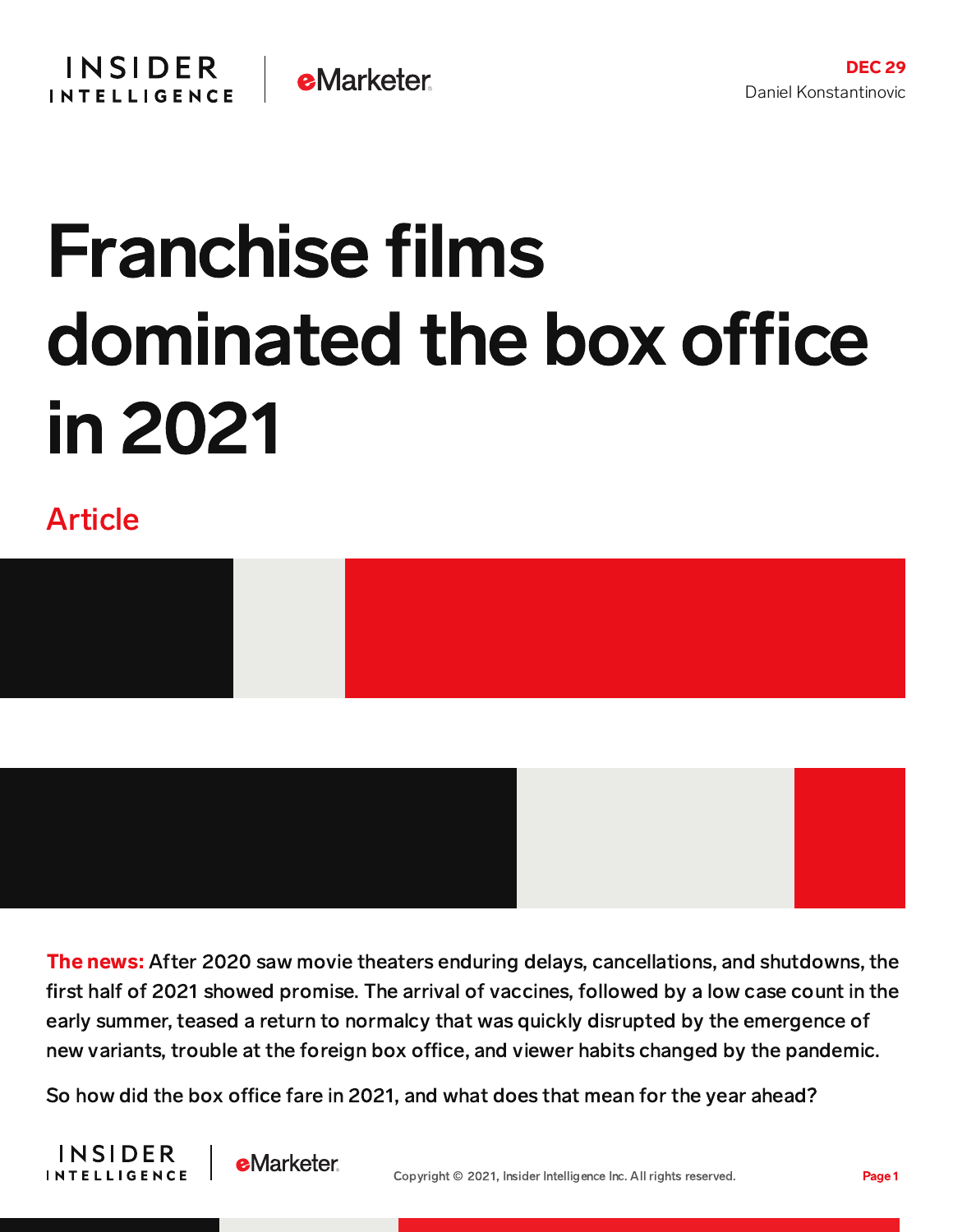DEC 29
Daniel Konstantinovic

# Franchise films dominated the box office in 2021

Article

**The news:** After 2020 saw movie theaters enduring delays, cancellations, and shutdowns, the first half of 2021 showed promise. The arrival of vaccines, followed by a low case count in the early summer, teased a return to normalcy that was quickly disrupted by the emergence of new variants, trouble at the foreign box office, and viewer habits changed by the pandemic.

So how did the box office fare in 2021, and what does that mean for the year ahead?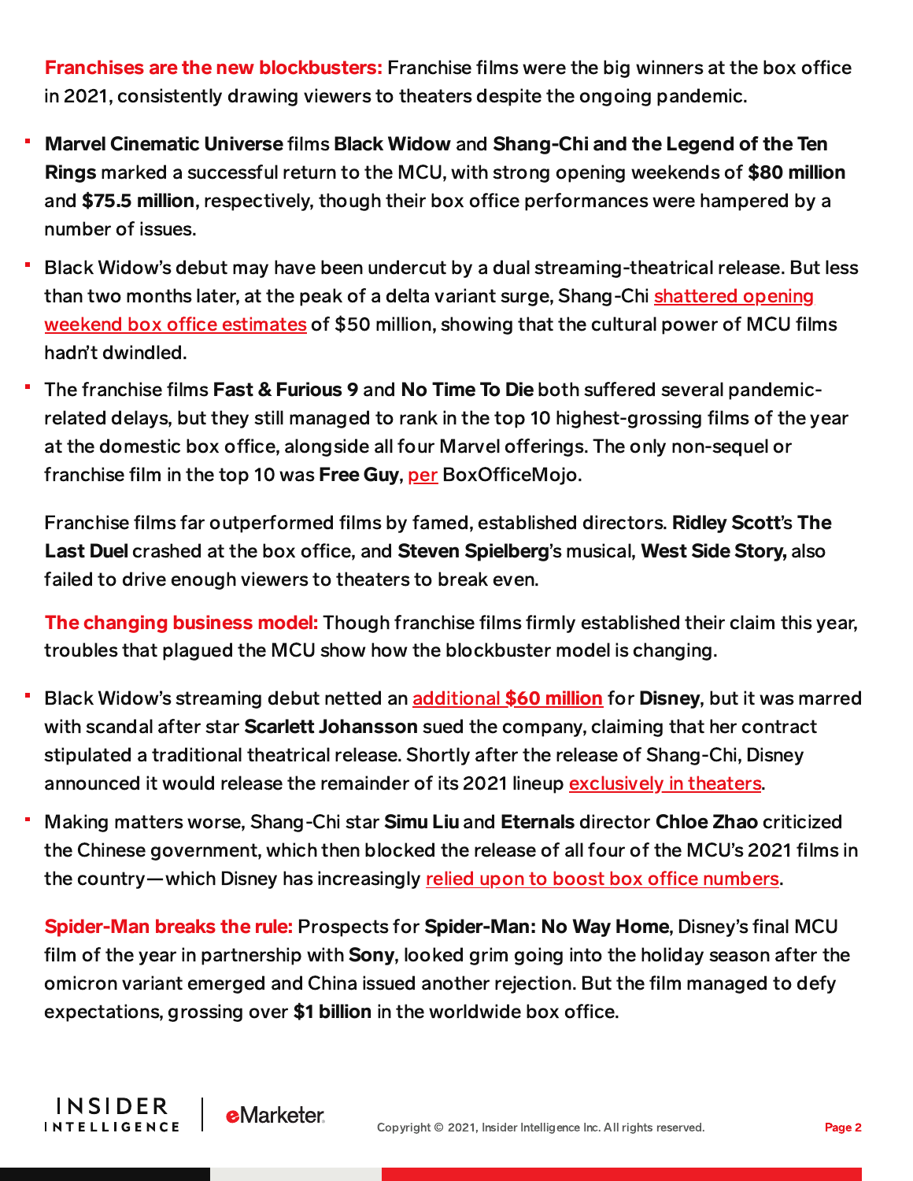**Franchises are the new blockbusters:** Franchise films were the big winners at the box office in 2021, consistently drawing viewers to theaters despite the ongoing pandemic.

- **Marvel Cinematic Universe** films **Black Widow** and **Shang-Chi and the Legend of the Ten Rings** marked a successful return to the MCU, with strong opening weekends of **$80 million** and **$75.5 million**, respectively, though their box office performances were hampered by a number of issues.
- Black Widow's debut may have been undercut by a dual streaming-theatrical release. But less than two months later, at the peak of a delta variant surge, Shang-Chi shattered opening weekend box office estimates of $50 million, showing that the cultural power of MCU films hadn't dwindled.
- The franchise films **Fast & Furious 9** and **No Time To Die** both suffered several pandemic-related delays, but they still managed to rank in the top 10 highest-grossing films of the year at the domestic box office, alongside all four Marvel offerings. The only non-sequel or franchise film in the top 10 was **Free Guy**, per BoxOfficeMojo.

Franchise films far outperformed films by famed, established directors. **Ridley Scott**'s **The Last Duel** crashed at the box office, and **Steven Spielberg**'s musical, **West Side Story,** also failed to drive enough viewers to theaters to break even.

**The changing business model:** Though franchise films firmly established their claim this year, troubles that plagued the MCU show how the blockbuster model is changing.

- Black Widow's streaming debut netted an additional **$60 million** for **Disney**, but it was marred with scandal after star **Scarlett Johansson** sued the company, claiming that her contract stipulated a traditional theatrical release. Shortly after the release of Shang-Chi, Disney announced it would release the remainder of its 2021 lineup exclusively in theaters.
- Making matters worse, Shang-Chi star **Simu Liu** and **Eternals** director **Chloe Zhao** criticized the Chinese government, which then blocked the release of all four of the MCU's 2021 films in the country—which Disney has increasingly relied upon to boost box office numbers.

**Spider-Man breaks the rule:** Prospects for **Spider-Man: No Way Home**, Disney's final MCU film of the year in partnership with **Sony**, looked grim going into the holiday season after the omicron variant emerged and China issued another rejection. But the film managed to defy expectations, grossing over **$1 billion** in the worldwide box office.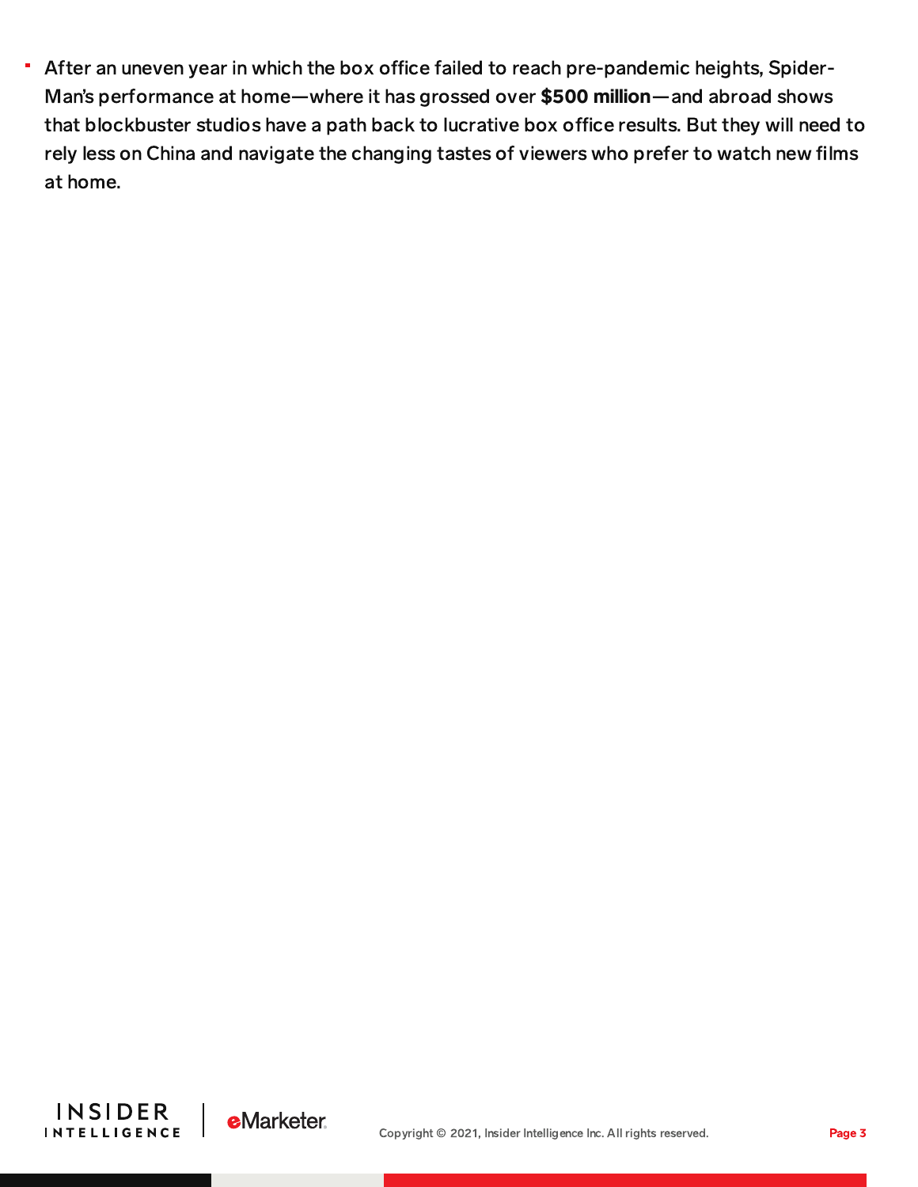- After an uneven year in which the box office failed to reach pre-pandemic heights, Spider-Man's performance at home—where it has grossed over **$500 million**—and abroad shows that blockbuster studios have a path back to lucrative box office results. But they will need to rely less on China and navigate the changing tastes of viewers who prefer to watch new films at home.